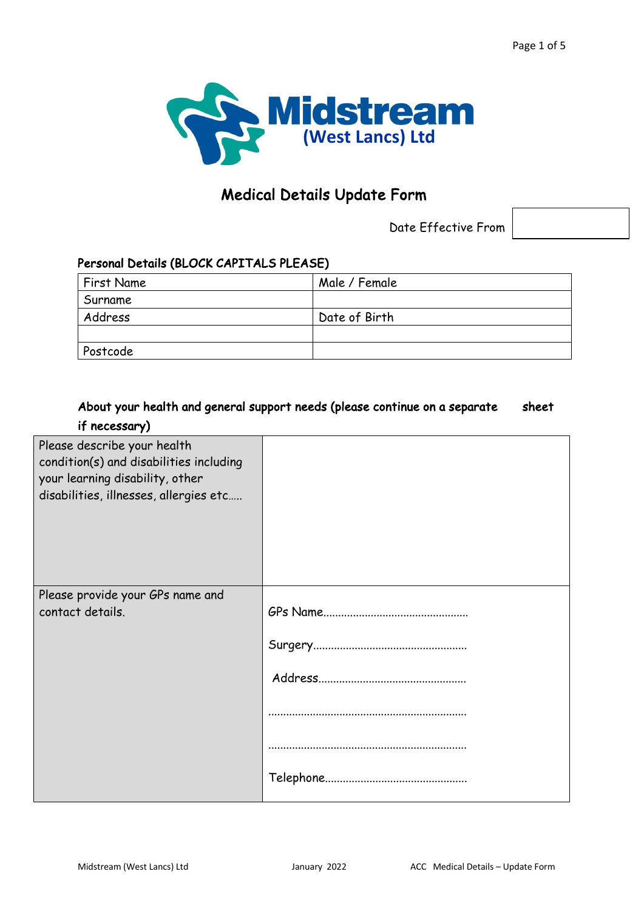# Midstream (West Lancs) Ltd

## Medical Details Update Form

| Date Effective From | |
|---|---|

### Personal Details (BLOCK CAPITALS PLEASE)

| | |
|---|---|
| First Name | Male / Female |
| Surname | |
| Address | Date of Birth |
| | |
| Postcode | |

### About your health and general support needs (please continue on a separate sheet if necessary)

| | |
|---|---|
| Please describe your health condition(s) and disabilities including your learning disability, other disabilities, illnesses, allergies etc….. | |
| Please provide your GPs name and contact details. | GPs Name………………………………………… <br> Surgery…………………………………………… <br> Address………………………………………… <br> ………………………………………………………… <br> ………………………………………………………… <br> Telephone……………………………………… |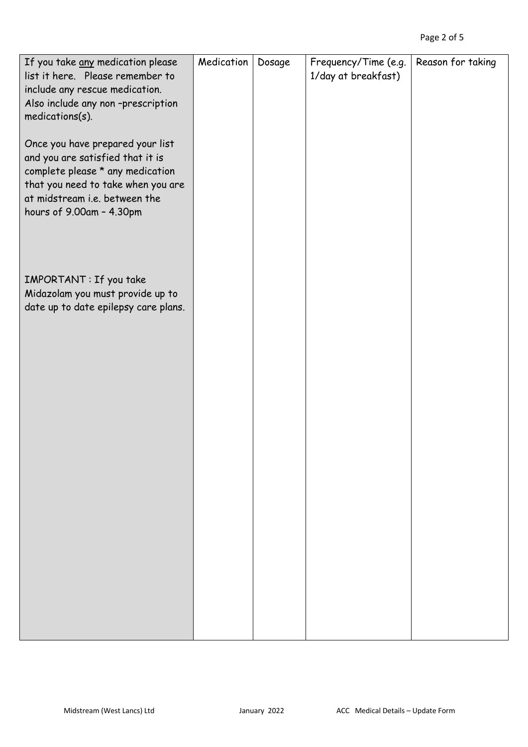| If you take <u>any</u> medication please list it here. Please remember to include any rescue medication. Also include any non –prescription medications(s).<br><br>Once you have prepared your list and you are satisfied that it is complete please * any medication that you need to take when you are at midstream i.e. between the hours of 9.00am – 4.30pm<br><br>IMPORTANT : If you take Midazolam you must provide up to date up to date epilepsy care plans. | Medication | Dosage | Frequency/Time (e.g. 1/day at breakfast) | Reason for taking |
| --- | --- | --- | --- | --- |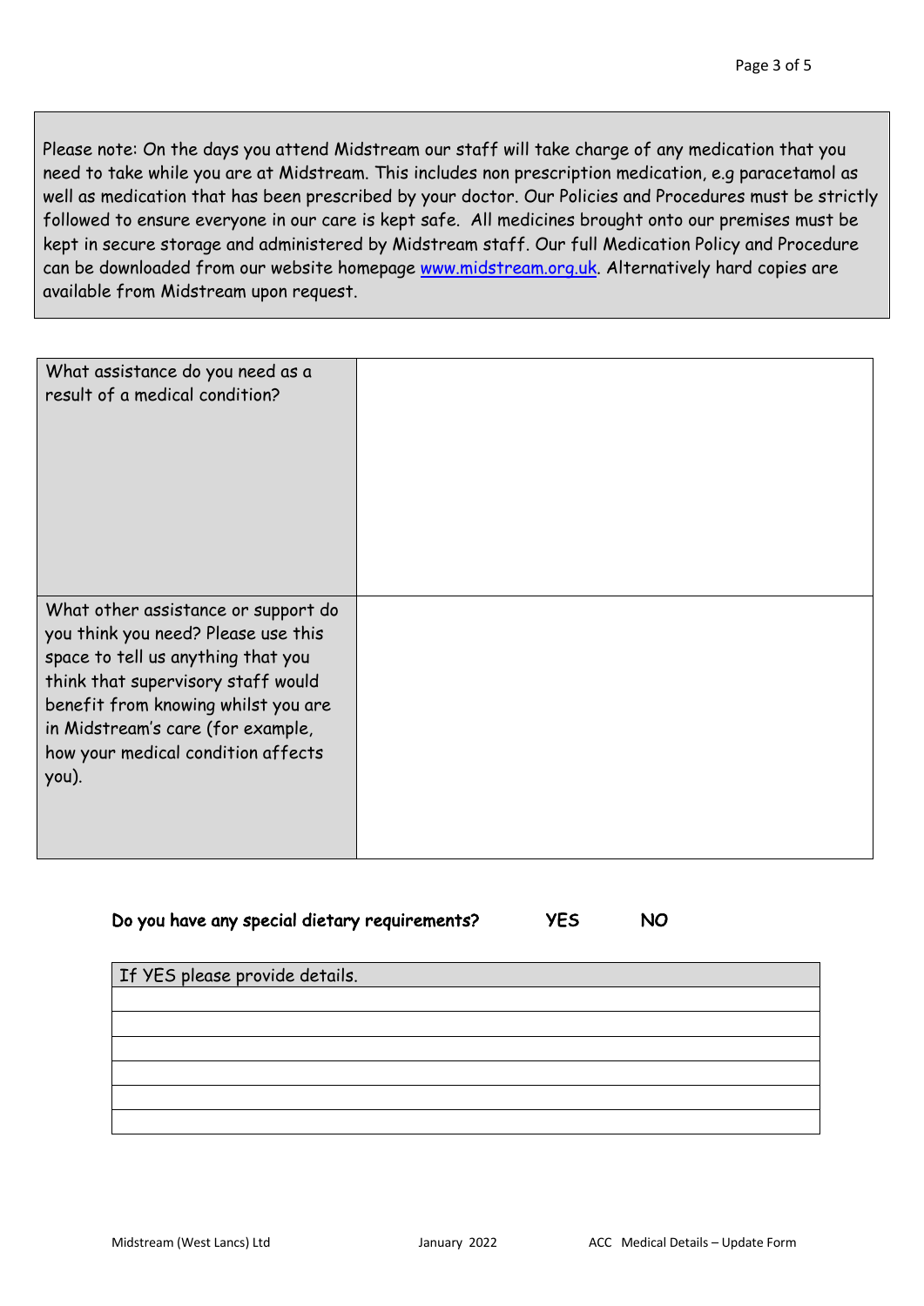Please note: On the days you attend Midstream our staff will take charge of any medication that you need to take while you are at Midstream. This includes non prescription medication, e.g paracetamol as well as medication that has been prescribed by your doctor. Our Policies and Procedures must be strictly followed to ensure everyone in our care is kept safe. All medicines brought onto our premises must be kept in secure storage and administered by Midstream staff. Our full Medication Policy and Procedure can be downloaded from our website homepage [www.midstream.org.uk](http://www.midstream.org.uk). Alternatively hard copies are available from Midstream upon request.

| | |
|---|---|
| What assistance do you need as a result of a medical condition? | |
| What other assistance or support do you think you need? Please use this space to tell us anything that you think that supervisory staff would benefit from knowing whilst you are in Midstream's care (for example, how your medical condition affects you). | |

**Do you have any special dietary requirements? YES NO**

| If YES please provide details. |
|---|
| |
| |
| |
| |
| |
| |

Midstream (West Lancs) Ltd January 2022 ACC Medical Details – Update Form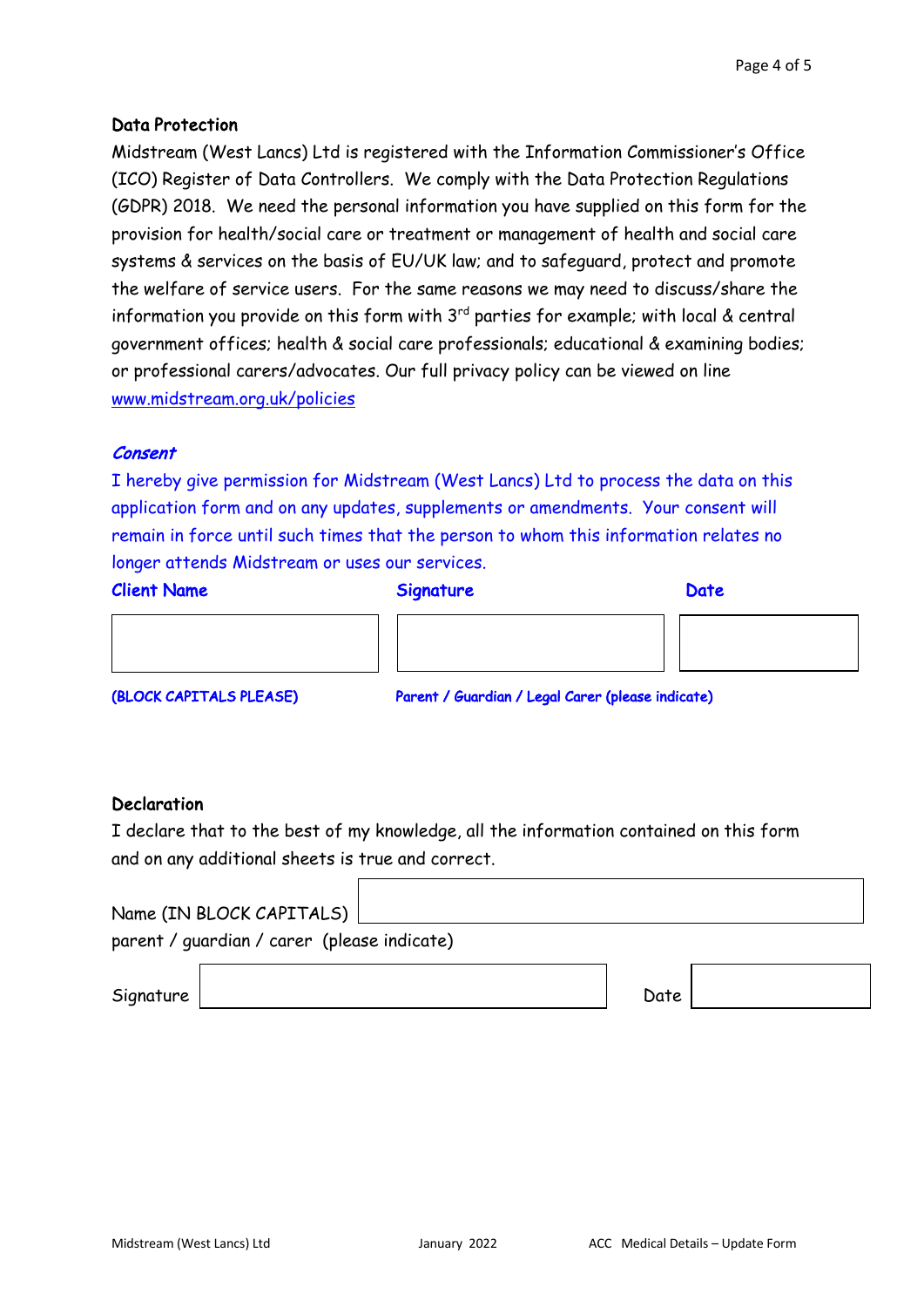**Data Protection**

Midstream (West Lancs) Ltd is registered with the Information Commissioner's Office (ICO) Register of Data Controllers. We comply with the Data Protection Regulations (GDPR) 2018. We need the personal information you have supplied on this form for the provision for health/social care or treatment or management of health and social care systems & services on the basis of EU/UK law; and to safeguard, protect and promote the welfare of service users. For the same reasons we may need to discuss/share the information you provide on this form with 3rd parties for example; with local & central government offices; health & social care professionals; educational & examining bodies; or professional carers/advocates. Our full privacy policy can be viewed on line [www.midstream.org.uk/policies](http://www.midstream.org.uk/policies)

***Consent***

I hereby give permission for Midstream (West Lancs) Ltd to process the data on this application form and on any updates, supplements or amendments. Your consent will remain in force until such times that the person to whom this information relates no longer attends Midstream or uses our services.

| **Client Name** | **Signature** | **Date** |
|---|---|---|
| | | |
| **(BLOCK CAPITALS PLEASE)** | **Parent / Guardian / Legal Carer (please indicate)** | |

**Declaration**

I declare that to the best of my knowledge, all the information contained on this form and on any additional sheets is true and correct.

Name (IN BLOCK CAPITALS) \_\_\_\_\_\_\_\_\_\_\_\_\_\_\_\_\_\_\_\_

parent / guardian / carer (please indicate)

Signature \_\_\_\_\_\_\_\_\_\_\_\_\_\_\_\_\_\_\_\_ Date \_\_\_\_\_\_\_\_\_\_

Midstream (West Lancs) Ltd    January 2022    ACC Medical Details – Update Form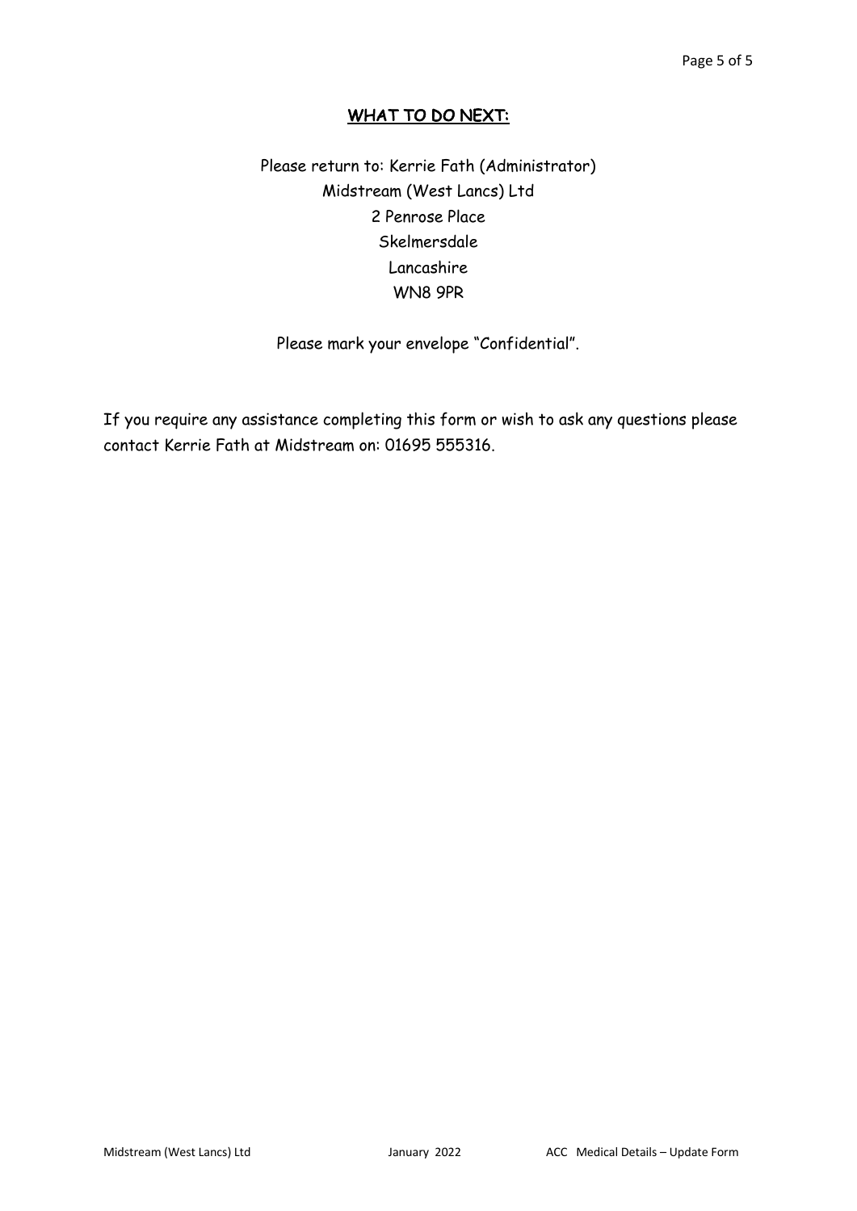## WHAT TO DO NEXT:

Please return to: Kerrie Fath (Administrator)
Midstream (West Lancs) Ltd
2 Penrose Place
Skelmersdale
Lancashire
WN8 9PR

Please mark your envelope "Confidential".

If you require any assistance completing this form or wish to ask any questions please contact Kerrie Fath at Midstream on: 01695 555316.